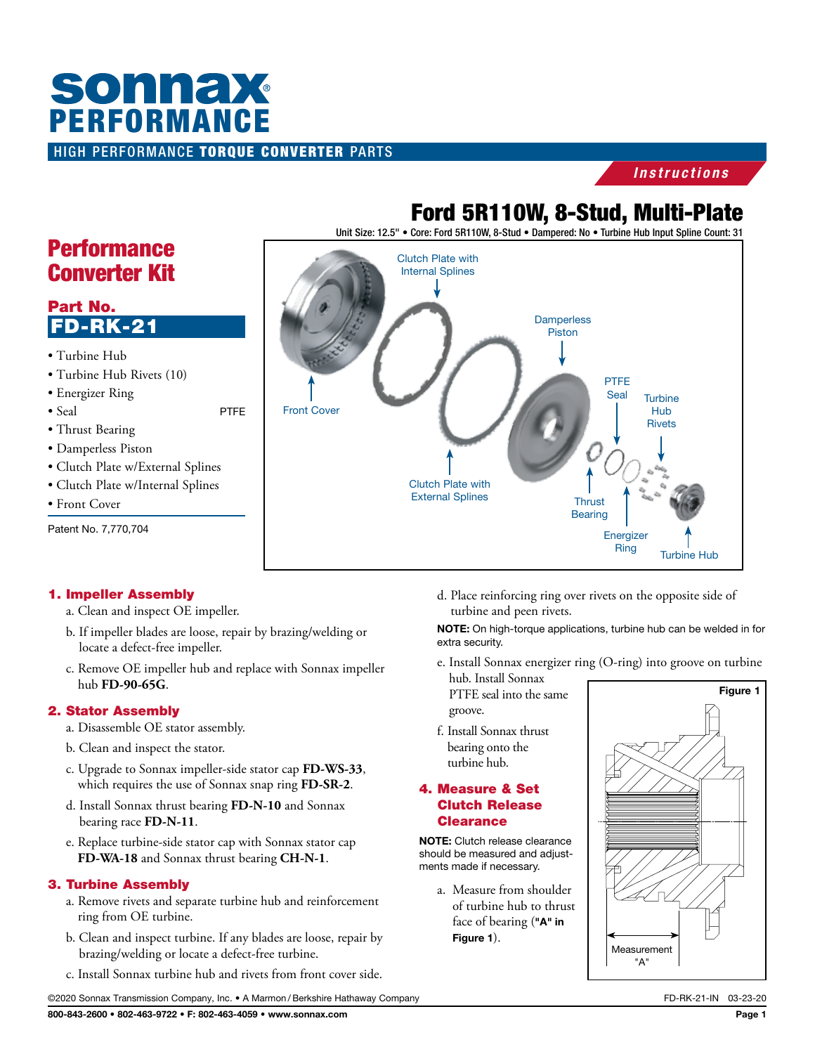# sonnax PERFORMANCE

HIGH PERFORMANCE **TORQUE CONVERTER** PARTS

*Instructions*

# Ford 5R110W, 8-Stud, Multi-Plate

Unit Size: 12.5" • Core: Ford 5R110W, 8-Stud • Dampered: No • Turbine Hub Input Spline Count: 31

## Performance Converter Kit

### Part No.

## FD-RK-21

- Turbine Hub
- Turbine Hub Rivets (10)
- Energizer Ring
- Seal PTFE
- Thrust Bearing
- Damperless Piston
- Clutch Plate w/External Splines
- Clutch Plate w/Internal Splines
- Front Cover

Patent No. 7,770,704

Clutch Plate with Internal Splines · Damperless Piston · PTFE Seal · Turbine Hub Rivets · Front Cover · Clutch Plate with External Splines · Thrust Bearing · Energizer Ring · Turbine Hub

### 1. Impeller Assembly

a. Clean and inspect OE impeller.

b. If impeller blades are loose, repair by brazing/welding or locate a defect-free impeller.

c. Remove OE impeller hub and replace with Sonnax impeller hub **FD-90-65G**.

### 2. Stator Assembly

a. Disassemble OE stator assembly.

b. Clean and inspect the stator.

c. Upgrade to Sonnax impeller-side stator cap **FD-WS-33**, which requires the use of Sonnax snap ring **FD-SR-2**.

d. Install Sonnax thrust bearing **FD-N-10** and Sonnax bearing race **FD-N-11**.

e. Replace turbine-side stator cap with Sonnax stator cap **FD-WA-18** and Sonnax thrust bearing **CH-N-1**.

### 3. Turbine Assembly

a. Remove rivets and separate turbine hub and reinforcement ring from OE turbine.

b. Clean and inspect turbine. If any blades are loose, repair by brazing/welding or locate a defect-free turbine.

c. Install Sonnax turbine hub and rivets from front cover side.

d. Place reinforcing ring over rivets on the opposite side of turbine and peen rivets.

**NOTE:** On high-torque applications, turbine hub can be welded in for extra security.

e. Install Sonnax energizer ring (O-ring) into groove on turbine hub. Install Sonnax PTFE seal into the same groove.

f. Install Sonnax thrust bearing onto the turbine hub.

### 4. Measure & Set Clutch Release Clearance

**NOTE:** Clutch release clearance should be measured and adjustments made if necessary.

a. Measure from shoulder of turbine hub to thrust face of bearing (**"A" in Figure 1**).

**Figure 1**

Measurement "A"

©2020 Sonnax Transmission Company, Inc. • A Marmon/Berkshire Hathaway Company FD-RK-21-IN 03-23-20

800-843-2600 • 802-463-9722 • F: 802-463-4059 • www.sonnax.com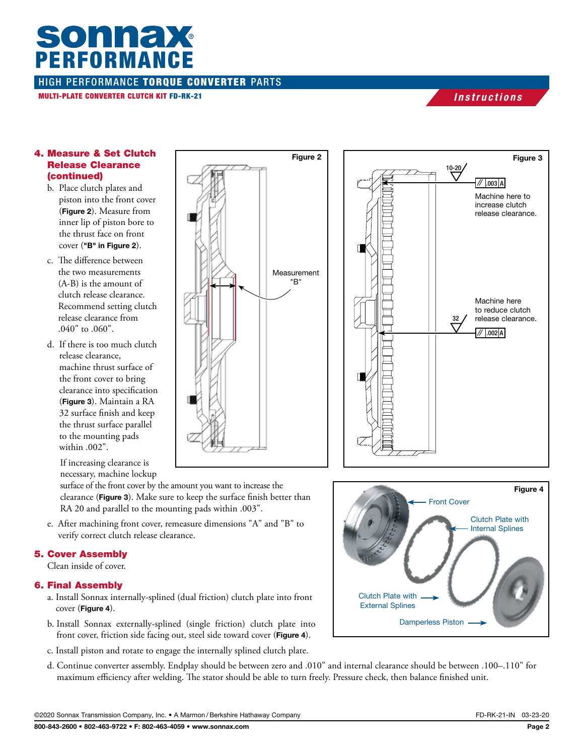## 4. Measure & Set Clutch Release Clearance (continued)

b. Place clutch plates and piston into the front cover (**Figure 2**). Measure from inner lip of piston bore to the thrust face on front cover (**"B" in Figure 2**).

c. The difference between the two measurements (A-B) is the amount of clutch release clearance. Recommend setting clutch release clearance from .040" to .060".

d. If there is too much clutch release clearance, machine thrust surface of the front cover to bring clearance into specification (**Figure 3**). Maintain a RA 32 surface finish and keep the thrust surface parallel to the mounting pads within .002".

If increasing clearance is necessary, machine lockup surface of the front cover by the amount you want to increase the clearance (**Figure 3**). Make sure to keep the surface finish better than RA 20 and parallel to the mounting pads within .003".

e. After machining front cover, remeasure dimensions "A" and "B" to verify correct clutch release clearance.

Figure 2

Measurement "B"

Figure 3

10-20

// .003 A

Machine here to increase clutch release clearance.

Machine here to reduce clutch release clearance.

32

// .002 A

## 5. Cover Assembly

Clean inside of cover.

## 6. Final Assembly

a. Install Sonnax internally-splined (dual friction) clutch plate into front cover (**Figure 4**).

b. Install Sonnax externally-splined (single friction) clutch plate into front cover, friction side facing out, steel side toward cover (**Figure 4**).

c. Install piston and rotate to engage the internally splined clutch plate.

d. Continue converter assembly. Endplay should be between zero and .010" and internal clearance should be between .100–.110" for maximum efficiency after welding. The stator should be able to turn freely. Pressure check, then balance finished unit.

Figure 4

Front Cover

Clutch Plate with Internal Splines

Clutch Plate with External Splines

Damperless Piston